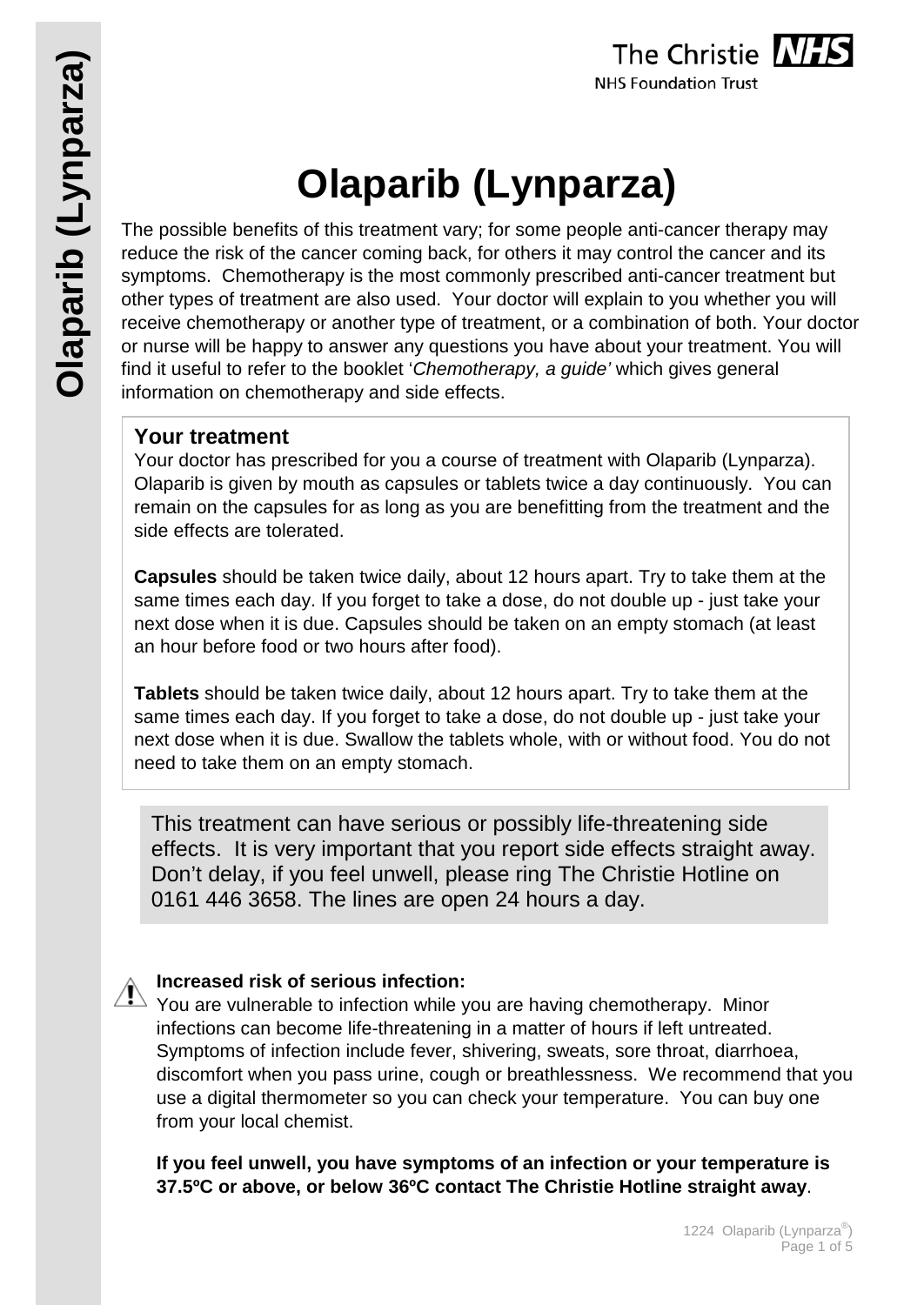# Olaparib (Lynparza)

The possible benefits of this treatment vary; for some people anti-cancer therapy may reduce the risk of the cancer coming back, for others it may control the cancer and its symptoms. Chemotherapy is the most commonly prescribed anti-cancer treatment but other types of treatment are also used. Your doctor will explain to you whether you will receive chemotherapy or another type of treatment, or a combination of both. Your doctor or nurse will be happy to answer any questions you have about your treatment. You will find it useful to refer to the booklet '*Chemotherapy, a guide'* which gives general information on chemotherapy and side effects.

## Your treatment

Your doctor has prescribed for you a course of treatment with Olaparib (Lynparza). Olaparib is given by mouth as capsules or tablets twice a day continuously. You can remain on the capsules for as long as you are benefitting from the treatment and the side effects are tolerated.

**Capsules** should be taken twice daily, about 12 hours apart. Try to take them at the same times each day. If you forget to take a dose, do not double up - just take your next dose when it is due. Capsules should be taken on an empty stomach (at least an hour before food or two hours after food).

**Tablets** should be taken twice daily, about 12 hours apart. Try to take them at the same times each day. If you forget to take a dose, do not double up - just take your next dose when it is due. Swallow the tablets whole, with or without food. You do not need to take them on an empty stomach.

This treatment can have serious or possibly life-threatening side effects. It is very important that you report side effects straight away. Don't delay, if you feel unwell, please ring The Christie Hotline on 0161 446 3658. The lines are open 24 hours a day.

**Increased risk of serious infection:**

You are vulnerable to infection while you are having chemotherapy. Minor infections can become life-threatening in a matter of hours if left untreated. Symptoms of infection include fever, shivering, sweats, sore throat, diarrhoea, discomfort when you pass urine, cough or breathlessness. We recommend that you use a digital thermometer so you can check your temperature. You can buy one from your local chemist.

**If you feel unwell, you have symptoms of an infection or your temperature is 37.5ºC or above, or below 36ºC contact The Christie Hotline straight away**.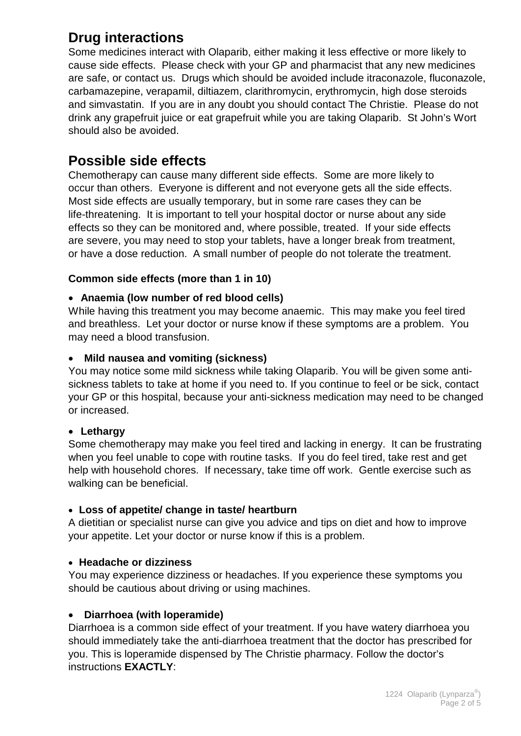## Drug interactions

Some medicines interact with Olaparib, either making it less effective or more likely to cause side effects. Please check with your GP and pharmacist that any new medicines are safe, or contact us. Drugs which should be avoided include itraconazole, fluconazole, carbamazepine, verapamil, diltiazem, clarithromycin, erythromycin, high dose steroids and simvastatin. If you are in any doubt you should contact The Christie. Please do not drink any grapefruit juice or eat grapefruit while you are taking Olaparib. St John's Wort should also be avoided.

## Possible side effects

Chemotherapy can cause many different side effects. Some are more likely to occur than others. Everyone is different and not everyone gets all the side effects. Most side effects are usually temporary, but in some rare cases they can be life-threatening. It is important to tell your hospital doctor or nurse about any side effects so they can be monitored and, where possible, treated. If your side effects are severe, you may need to stop your tablets, have a longer break from treatment, or have a dose reduction. A small number of people do not tolerate the treatment.

### Common side effects (more than 1 in 10)

- **Anaemia (low number of red blood cells)**

While having this treatment you may become anaemic. This may make you feel tired and breathless. Let your doctor or nurse know if these symptoms are a problem. You may need a blood transfusion.

- **Mild nausea and vomiting (sickness)**

You may notice some mild sickness while taking Olaparib. You will be given some anti-sickness tablets to take at home if you need to. If you continue to feel or be sick, contact your GP or this hospital, because your anti-sickness medication may need to be changed or increased.

- **Lethargy**

Some chemotherapy may make you feel tired and lacking in energy. It can be frustrating when you feel unable to cope with routine tasks. If you do feel tired, take rest and get help with household chores. If necessary, take time off work. Gentle exercise such as walking can be beneficial.

- **Loss of appetite/ change in taste/ heartburn**

A dietitian or specialist nurse can give you advice and tips on diet and how to improve your appetite. Let your doctor or nurse know if this is a problem.

- **Headache or dizziness**

You may experience dizziness or headaches. If you experience these symptoms you should be cautious about driving or using machines.

- **Diarrhoea (with loperamide)**

Diarrhoea is a common side effect of your treatment. If you have watery diarrhoea you should immediately take the anti-diarrhoea treatment that the doctor has prescribed for you. This is loperamide dispensed by The Christie pharmacy. Follow the doctor's instructions **EXACTLY**: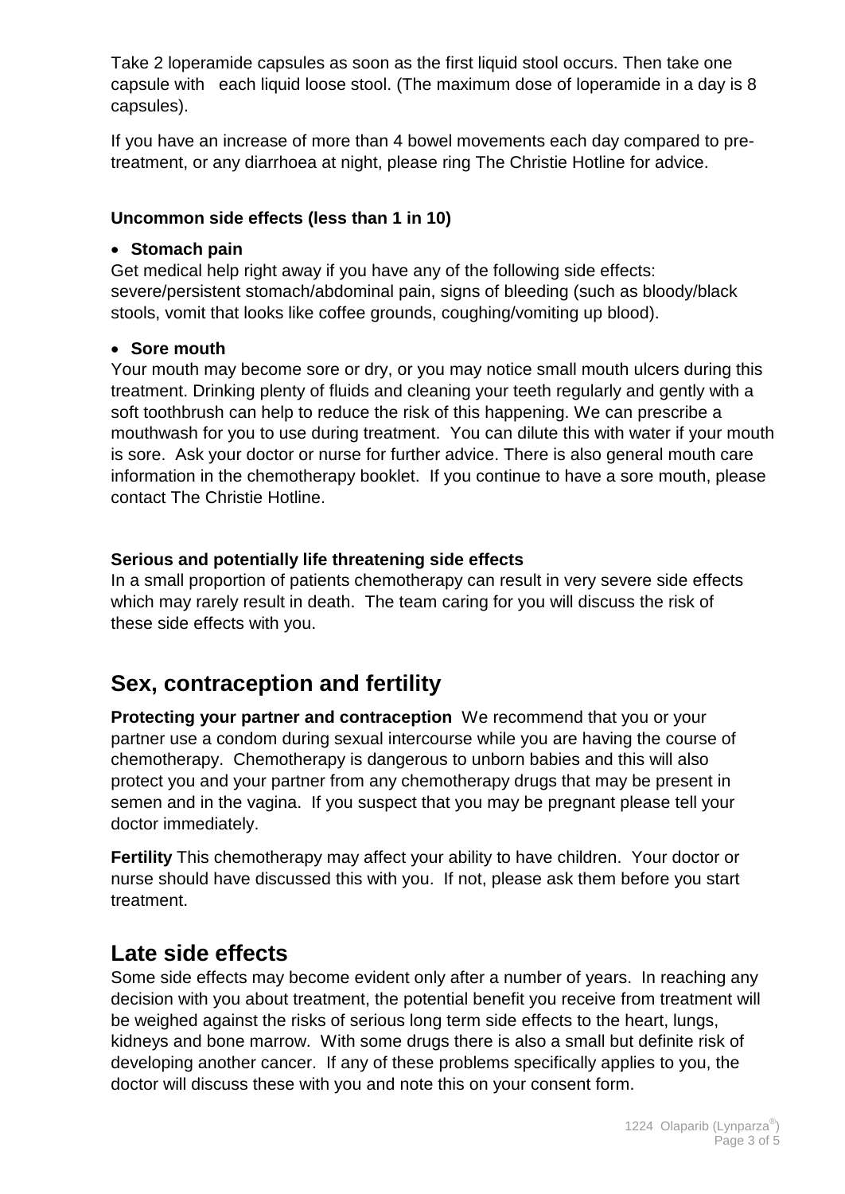Take 2 loperamide capsules as soon as the first liquid stool occurs. Then take one capsule with each liquid loose stool. (The maximum dose of loperamide in a day is 8 capsules).

If you have an increase of more than 4 bowel movements each day compared to pre-treatment, or any diarrhoea at night, please ring The Christie Hotline for advice.

### Uncommon side effects (less than 1 in 10)

- **Stomach pain**

Get medical help right away if you have any of the following side effects: severe/persistent stomach/abdominal pain, signs of bleeding (such as bloody/black stools, vomit that looks like coffee grounds, coughing/vomiting up blood).

- **Sore mouth**

Your mouth may become sore or dry, or you may notice small mouth ulcers during this treatment. Drinking plenty of fluids and cleaning your teeth regularly and gently with a soft toothbrush can help to reduce the risk of this happening. We can prescribe a mouthwash for you to use during treatment. You can dilute this with water if your mouth is sore. Ask your doctor or nurse for further advice. There is also general mouth care information in the chemotherapy booklet. If you continue to have a sore mouth, please contact The Christie Hotline.

### Serious and potentially life threatening side effects

In a small proportion of patients chemotherapy can result in very severe side effects which may rarely result in death. The team caring for you will discuss the risk of these side effects with you.

## Sex, contraception and fertility

**Protecting your partner and contraception** We recommend that you or your partner use a condom during sexual intercourse while you are having the course of chemotherapy. Chemotherapy is dangerous to unborn babies and this will also protect you and your partner from any chemotherapy drugs that may be present in semen and in the vagina. If you suspect that you may be pregnant please tell your doctor immediately.

**Fertility** This chemotherapy may affect your ability to have children. Your doctor or nurse should have discussed this with you. If not, please ask them before you start treatment.

## Late side effects

Some side effects may become evident only after a number of years. In reaching any decision with you about treatment, the potential benefit you receive from treatment will be weighed against the risks of serious long term side effects to the heart, lungs, kidneys and bone marrow. With some drugs there is also a small but definite risk of developing another cancer. If any of these problems specifically applies to you, the doctor will discuss these with you and note this on your consent form.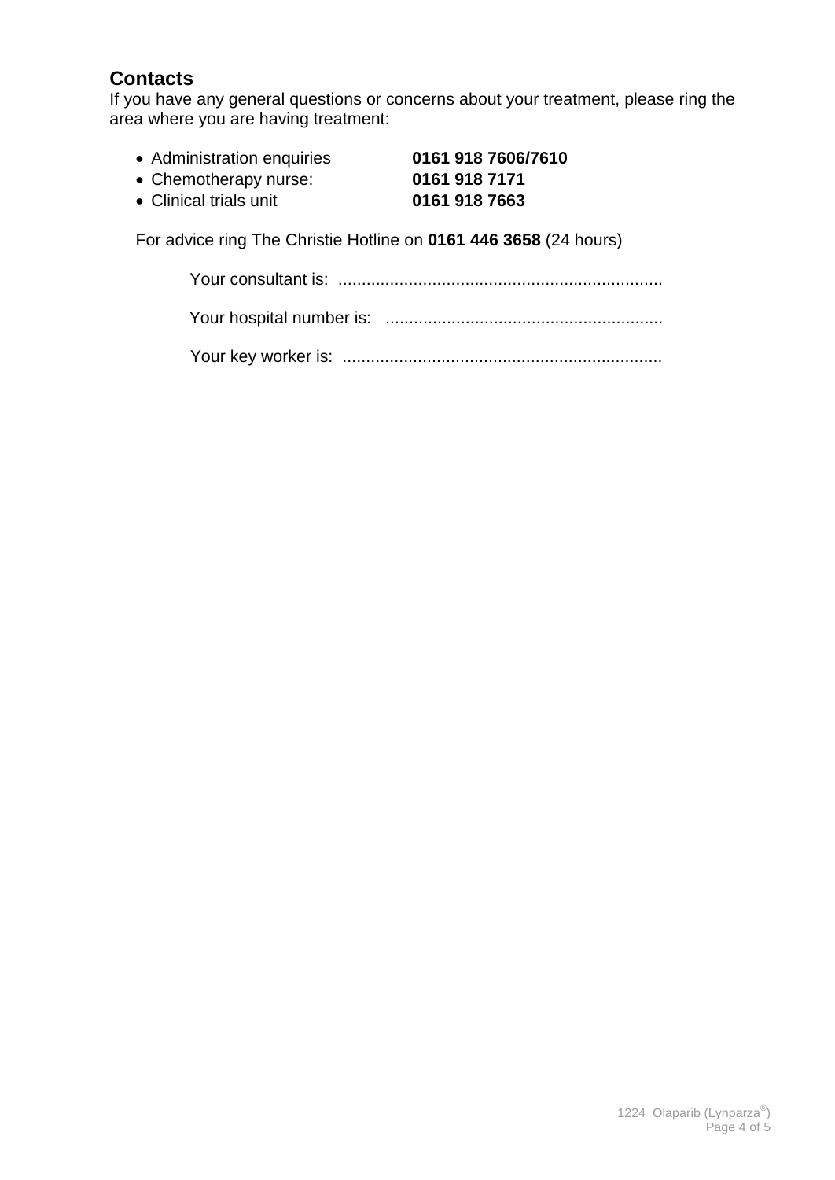## Contacts

If you have any general questions or concerns about your treatment, please ring the area where you are having treatment:

- Administration enquiries **0161 918 7606/7610**
- Chemotherapy nurse: **0161 918 7171**
- Clinical trials unit **0161 918 7663**

For advice ring The Christie Hotline on **0161 446 3658** (24 hours)

Your consultant is: ....................................................................

Your hospital number is: ..........................................................

Your key worker is: ...................................................................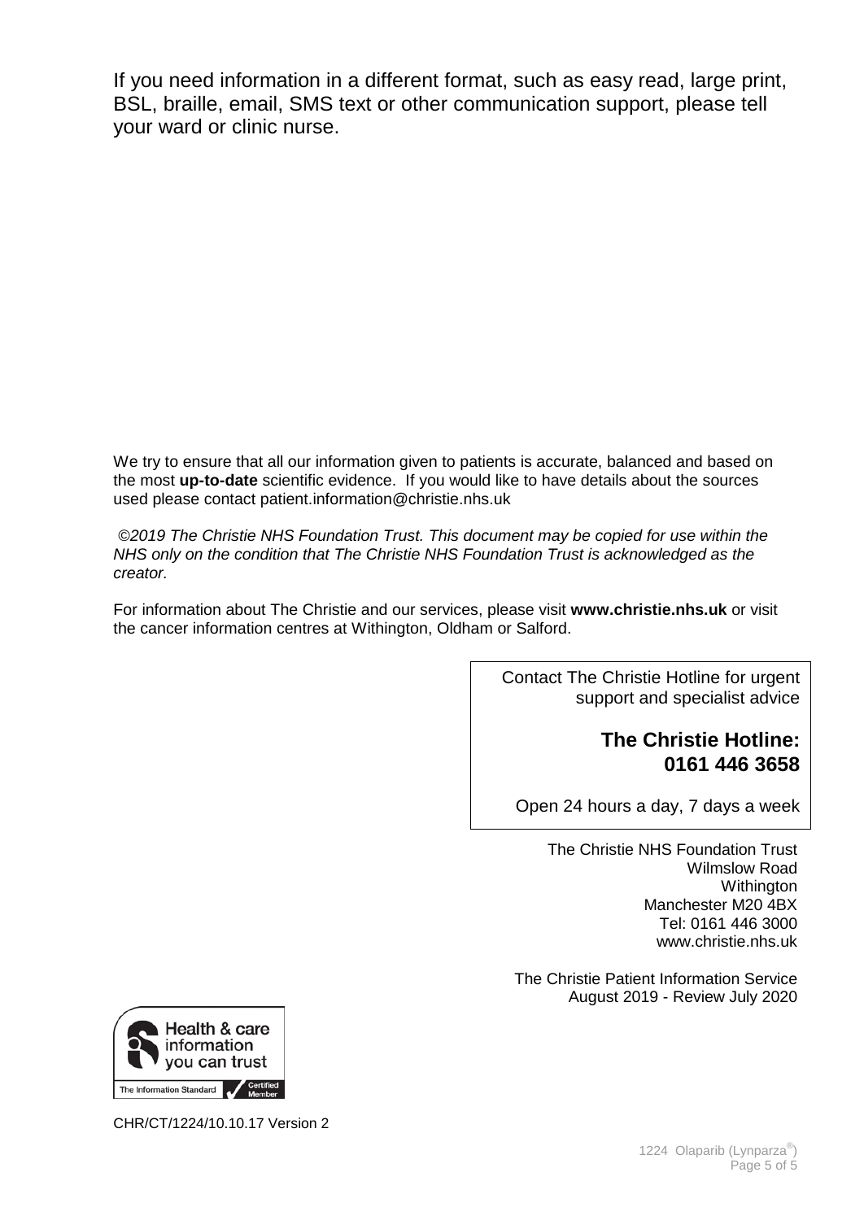If you need information in a different format, such as easy read, large print, BSL, braille, email, SMS text or other communication support, please tell your ward or clinic nurse.

We try to ensure that all our information given to patients is accurate, balanced and based on the most **up-to-date** scientific evidence. If you would like to have details about the sources used please contact patient.information@christie.nhs.uk

*©2019 The Christie NHS Foundation Trust. This document may be copied for use within the NHS only on the condition that The Christie NHS Foundation Trust is acknowledged as the creator.*

For information about The Christie and our services, please visit **www.christie.nhs.uk** or visit the cancer information centres at Withington, Oldham or Salford.

Contact The Christie Hotline for urgent support and specialist advice

**The Christie Hotline: 0161 446 3658**

Open 24 hours a day, 7 days a week

The Christie NHS Foundation Trust
Wilmslow Road
Withington
Manchester M20 4BX
Tel: 0161 446 3000
www.christie.nhs.uk

The Christie Patient Information Service
August 2019 - Review July 2020

Health & care information you can trust
The Information Standard Certified Member

CHR/CT/1224/10.10.17 Version 2

1224 Olaparib (Lynparza®)